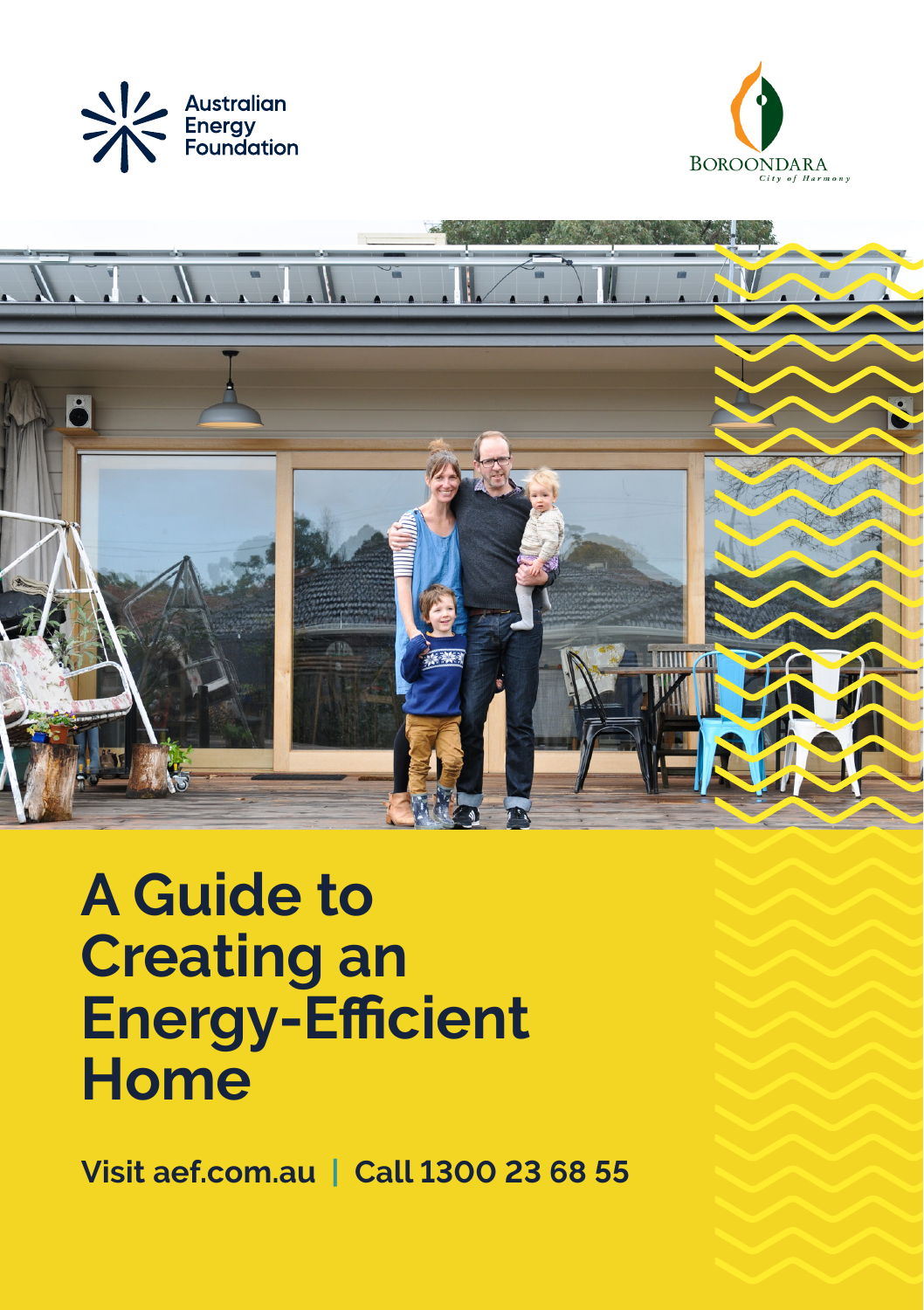Australian Energy Foundation

BOROONDARA
City of Harmony

# A Guide to Creating an Energy-Efficient Home

**Visit aef.com.au | Call 1300 23 68 55**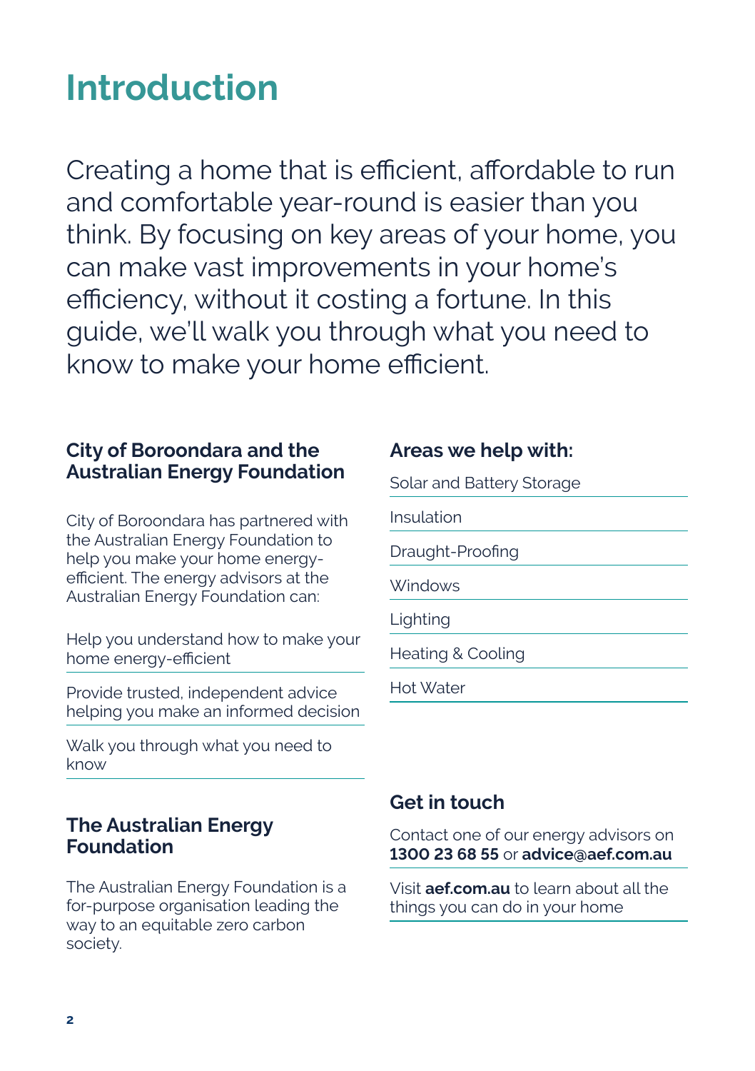# Introduction

Creating a home that is efficient, affordable to run and comfortable year-round is easier than you think. By focusing on key areas of your home, you can make vast improvements in your home's efficiency, without it costing a fortune. In this guide, we'll walk you through what you need to know to make your home efficient.

### City of Boroondara and the Australian Energy Foundation

City of Boroondara has partnered with the Australian Energy Foundation to help you make your home energy-efficient. The energy advisors at the Australian Energy Foundation can:

- Help you understand how to make your home energy-efficient
- Provide trusted, independent advice helping you make an informed decision
- Walk you through what you need to know

### The Australian Energy Foundation

The Australian Energy Foundation is a for-purpose organisation leading the way to an equitable zero carbon society.

### Areas we help with:

- Solar and Battery Storage
- Insulation
- Draught-Proofing
- Windows
- Lighting
- Heating & Cooling
- Hot Water

### Get in touch

Contact one of our energy advisors on **1300 23 68 55** or **advice@aef.com.au**

Visit **aef.com.au** to learn about all the things you can do in your home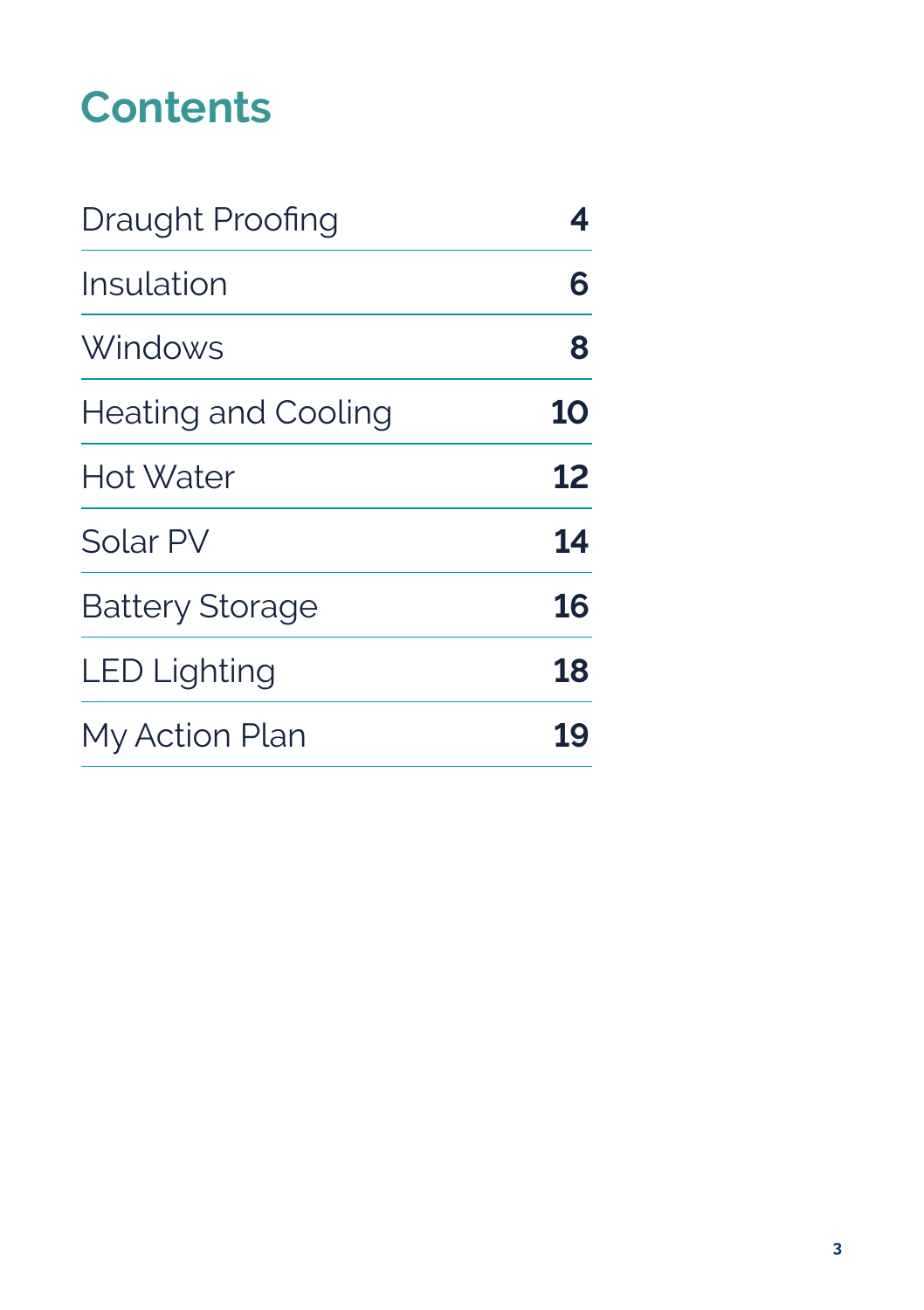# Contents

| | |
|---|---|
| Draught Proofing | **4** |
| Insulation | **6** |
| Windows | **8** |
| Heating and Cooling | **10** |
| Hot Water | **12** |
| Solar PV | **14** |
| Battery Storage | **16** |
| LED Lighting | **18** |
| My Action Plan | **19** |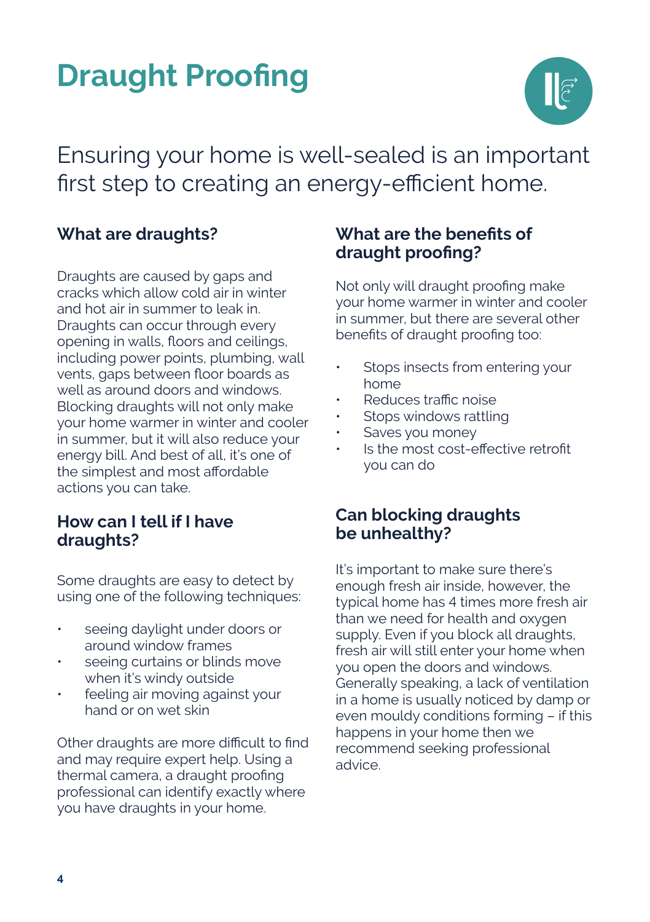# Draught Proofing

Ensuring your home is well-sealed is an important first step to creating an energy-efficient home.

## What are draughts?

Draughts are caused by gaps and cracks which allow cold air in winter and hot air in summer to leak in. Draughts can occur through every opening in walls, floors and ceilings, including power points, plumbing, wall vents, gaps between floor boards as well as around doors and windows. Blocking draughts will not only make your home warmer in winter and cooler in summer, but it will also reduce your energy bill. And best of all, it's one of the simplest and most affordable actions you can take.

## How can I tell if I have draughts?

Some draughts are easy to detect by using one of the following techniques:

- seeing daylight under doors or around window frames
- seeing curtains or blinds move when it's windy outside
- feeling air moving against your hand or on wet skin

Other draughts are more difficult to find and may require expert help. Using a thermal camera, a draught proofing professional can identify exactly where you have draughts in your home.

## What are the benefits of draught proofing?

Not only will draught proofing make your home warmer in winter and cooler in summer, but there are several other benefits of draught proofing too:

- Stops insects from entering your home
- Reduces traffic noise
- Stops windows rattling
- Saves you money
- Is the most cost-effective retrofit you can do

## Can blocking draughts be unhealthy?

It's important to make sure there's enough fresh air inside, however, the typical home has 4 times more fresh air than we need for health and oxygen supply. Even if you block all draughts, fresh air will still enter your home when you open the doors and windows. Generally speaking, a lack of ventilation in a home is usually noticed by damp or even mouldy conditions forming – if this happens in your home then we recommend seeking professional advice.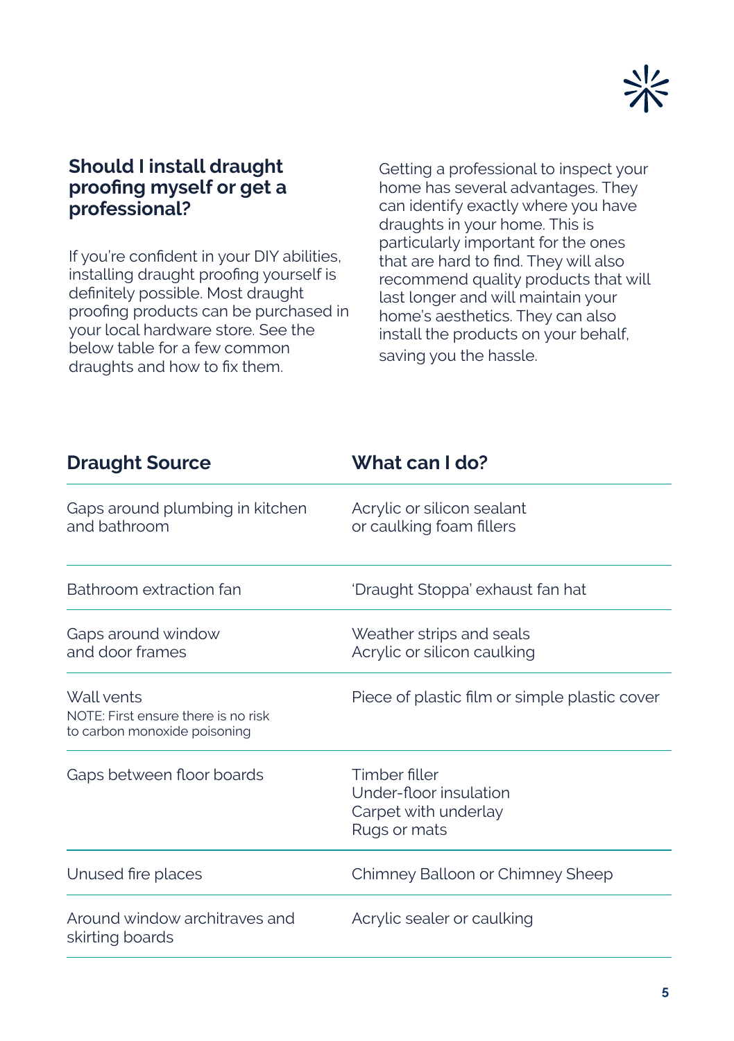## Should I install draught proofing myself or get a professional?

If you're confident in your DIY abilities, installing draught proofing yourself is definitely possible. Most draught proofing products can be purchased in your local hardware store. See the below table for a few common draughts and how to fix them.

Getting a professional to inspect your home has several advantages. They can identify exactly where you have draughts in your home. This is particularly important for the ones that are hard to find. They will also recommend quality products that will last longer and will maintain your home's aesthetics. They can also install the products on your behalf, saving you the hassle.

| Draught Source | What can I do? |
| --- | --- |
| Gaps around plumbing in kitchen and bathroom | Acrylic or silicon sealant or caulking foam fillers |
| Bathroom extraction fan | 'Draught Stoppa' exhaust fan hat |
| Gaps around window and door frames | Weather strips and seals<br>Acrylic or silicon caulking |
| Wall vents<br>NOTE: First ensure there is no risk to carbon monoxide poisoning | Piece of plastic film or simple plastic cover |
| Gaps between floor boards | Timber filler<br>Under-floor insulation<br>Carpet with underlay<br>Rugs or mats |
| Unused fire places | Chimney Balloon or Chimney Sheep |
| Around window architraves and skirting boards | Acrylic sealer or caulking |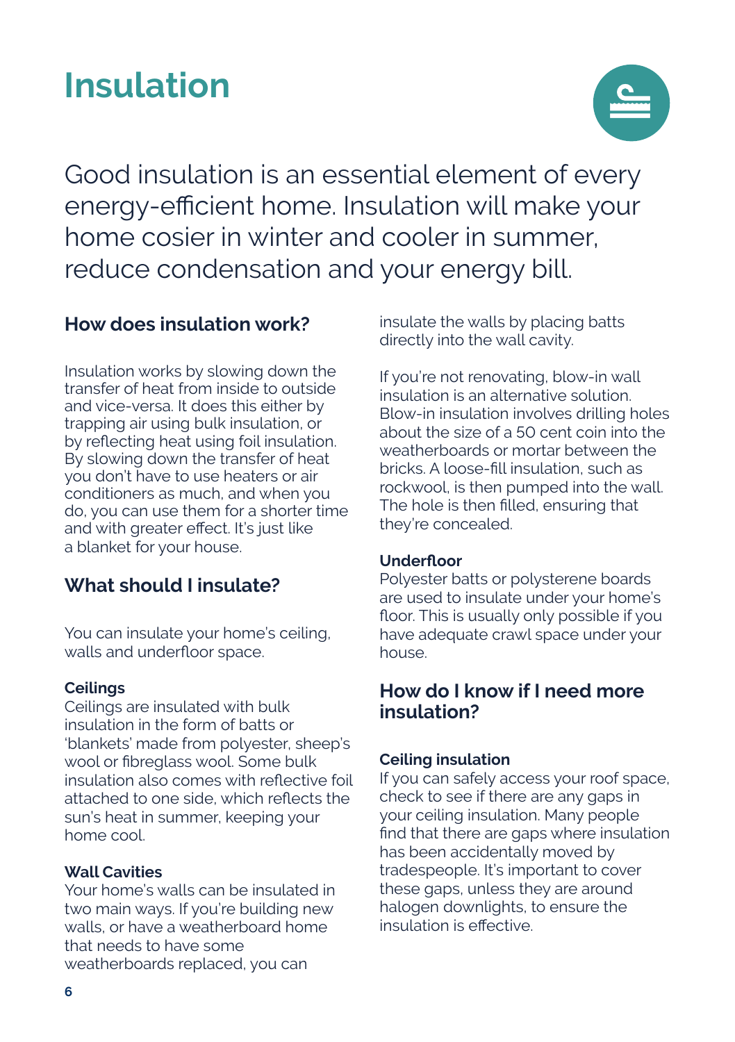# Insulation

Good insulation is an essential element of every energy-efficient home. Insulation will make your home cosier in winter and cooler in summer, reduce condensation and your energy bill.

## How does insulation work?

Insulation works by slowing down the transfer of heat from inside to outside and vice-versa. It does this either by trapping air using bulk insulation, or by reflecting heat using foil insulation. By slowing down the transfer of heat you don't have to use heaters or air conditioners as much, and when you do, you can use them for a shorter time and with greater effect. It's just like a blanket for your house.

## What should I insulate?

You can insulate your home's ceiling, walls and underfloor space.

**Ceilings**
Ceilings are insulated with bulk insulation in the form of batts or 'blankets' made from polyester, sheep's wool or fibreglass wool. Some bulk insulation also comes with reflective foil attached to one side, which reflects the sun's heat in summer, keeping your home cool.

**Wall Cavities**
Your home's walls can be insulated in two main ways. If you're building new walls, or have a weatherboard home that needs to have some weatherboards replaced, you can insulate the walls by placing batts directly into the wall cavity.

If you're not renovating, blow-in wall insulation is an alternative solution. Blow-in insulation involves drilling holes about the size of a 50 cent coin into the weatherboards or mortar between the bricks. A loose-fill insulation, such as rockwool, is then pumped into the wall. The hole is then filled, ensuring that they're concealed.

**Underfloor**
Polyester batts or polysterene boards are used to insulate under your home's floor. This is usually only possible if you have adequate crawl space under your house.

## How do I know if I need more insulation?

**Ceiling insulation**
If you can safely access your roof space, check to see if there are any gaps in your ceiling insulation. Many people find that there are gaps where insulation has been accidentally moved by tradespeople. It's important to cover these gaps, unless they are around halogen downlights, to ensure the insulation is effective.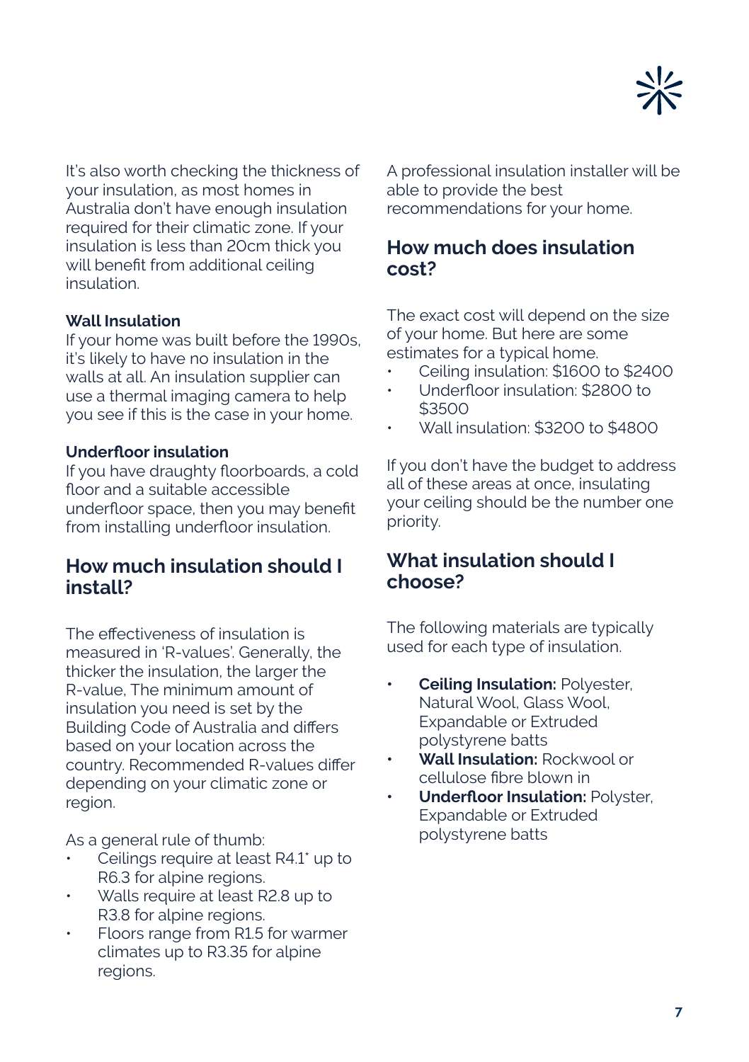It's also worth checking the thickness of your insulation, as most homes in Australia don't have enough insulation required for their climatic zone. If your insulation is less than 20cm thick you will benefit from additional ceiling insulation.

**Wall Insulation**
If your home was built before the 1990s, it's likely to have no insulation in the walls at all. An insulation supplier can use a thermal imaging camera to help you see if this is the case in your home.

**Underfloor insulation**
If you have draughty floorboards, a cold floor and a suitable accessible underfloor space, then you may benefit from installing underfloor insulation.

## How much insulation should I install?

The effectiveness of insulation is measured in 'R-values'. Generally, the thicker the insulation, the larger the R-value, The minimum amount of insulation you need is set by the Building Code of Australia and differs based on your location across the country. Recommended R-values differ depending on your climatic zone or region.

As a general rule of thumb:

- Ceilings require at least R4.1* up to R6.3 for alpine regions.
- Walls require at least R2.8 up to R3.8 for alpine regions.
- Floors range from R1.5 for warmer climates up to R3.35 for alpine regions.

A professional insulation installer will be able to provide the best recommendations for your home.

## How much does insulation cost?

The exact cost will depend on the size of your home. But here are some estimates for a typical home.

- Ceiling insulation: $1600 to $2400
- Underfloor insulation: $2800 to $3500
- Wall insulation: $3200 to $4800

If you don't have the budget to address all of these areas at once, insulating your ceiling should be the number one priority.

## What insulation should I choose?

The following materials are typically used for each type of insulation.

- **Ceiling Insulation:** Polyester, Natural Wool, Glass Wool, Expandable or Extruded polystyrene batts
- **Wall Insulation:** Rockwool or cellulose fibre blown in
- **Underfloor Insulation:** Polyster, Expandable or Extruded polystyrene batts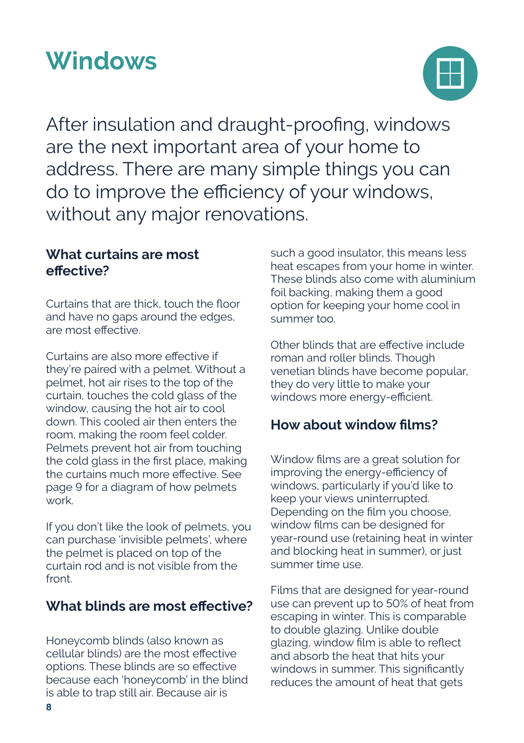# Windows

After insulation and draught-proofing, windows are the next important area of your home to address. There are many simple things you can do to improve the efficiency of your windows, without any major renovations.

## What curtains are most effective?

Curtains that are thick, touch the floor and have no gaps around the edges, are most effective.

Curtains are also more effective if they're paired with a pelmet. Without a pelmet, hot air rises to the top of the curtain, touches the cold glass of the window, causing the hot air to cool down. This cooled air then enters the room, making the room feel colder. Pelmets prevent hot air from touching the cold glass in the first place, making the curtains much more effective. See page 9 for a diagram of how pelmets work.

If you don't like the look of pelmets, you can purchase 'invisible pelmets', where the pelmet is placed on top of the curtain rod and is not visible from the front.

## What blinds are most effective?

Honeycomb blinds (also known as cellular blinds) are the most effective options. These blinds are so effective because each 'honeycomb' in the blind is able to trap still air. Because air is such a good insulator, this means less heat escapes from your home in winter. These blinds also come with aluminium foil backing, making them a good option for keeping your home cool in summer too.

Other blinds that are effective include roman and roller blinds. Though venetian blinds have become popular, they do very little to make your windows more energy-efficient.

## How about window films?

Window films are a great solution for improving the energy-efficiency of windows, particularly if you'd like to keep your views uninterrupted. Depending on the film you choose, window films can be designed for year-round use (retaining heat in winter and blocking heat in summer), or just summer time use.

Films that are designed for year-round use can prevent up to 50% of heat from escaping in winter. This is comparable to double glazing. Unlike double glazing, window film is able to reflect and absorb the heat that hits your windows in summer. This significantly reduces the amount of heat that gets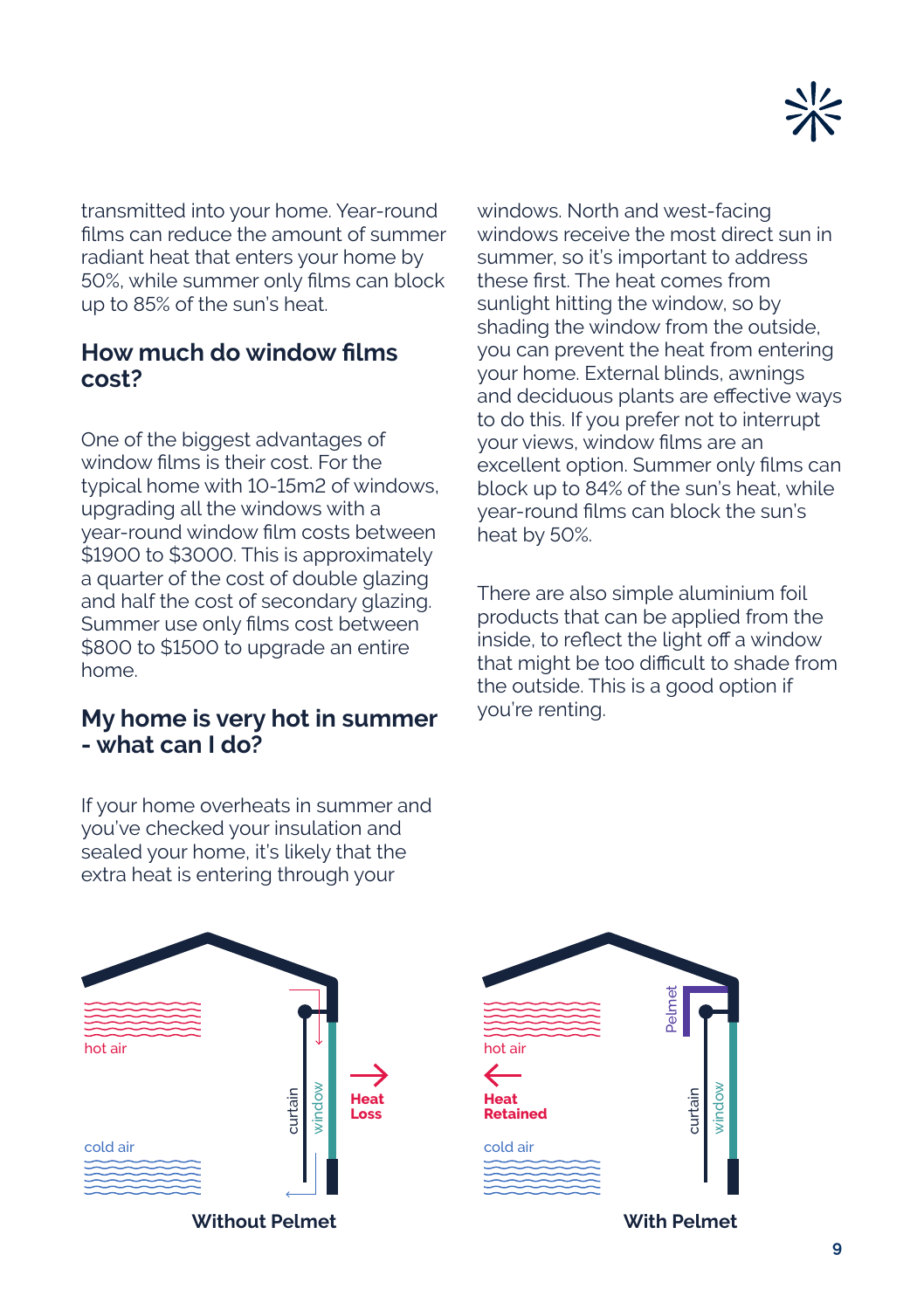transmitted into your home. Year-round films can reduce the amount of summer radiant heat that enters your home by 50%, while summer only films can block up to 85% of the sun's heat.

## How much do window films cost?

One of the biggest advantages of window films is their cost. For the typical home with 10-15m2 of windows, upgrading all the windows with a year-round window film costs between $1900 to $3000. This is approximately a quarter of the cost of double glazing and half the cost of secondary glazing. Summer use only films cost between $800 to $1500 to upgrade an entire home.

## My home is very hot in summer - what can I do?

If your home overheats in summer and you've checked your insulation and sealed your home, it's likely that the extra heat is entering through your windows. North and west-facing windows receive the most direct sun in summer, so it's important to address these first. The heat comes from sunlight hitting the window, so by shading the window from the outside, you can prevent the heat from entering your home. External blinds, awnings and deciduous plants are effective ways to do this. If you prefer not to interrupt your views, window films are an excellent option. Summer only films can block up to 84% of the sun's heat, while year-round films can block the sun's heat by 50%.

There are also simple aluminium foil products that can be applied from the inside, to reflect the light off a window that might be too difficult to shade from the outside. This is a good option if you're renting.

**Without Pelmet**

**With Pelmet**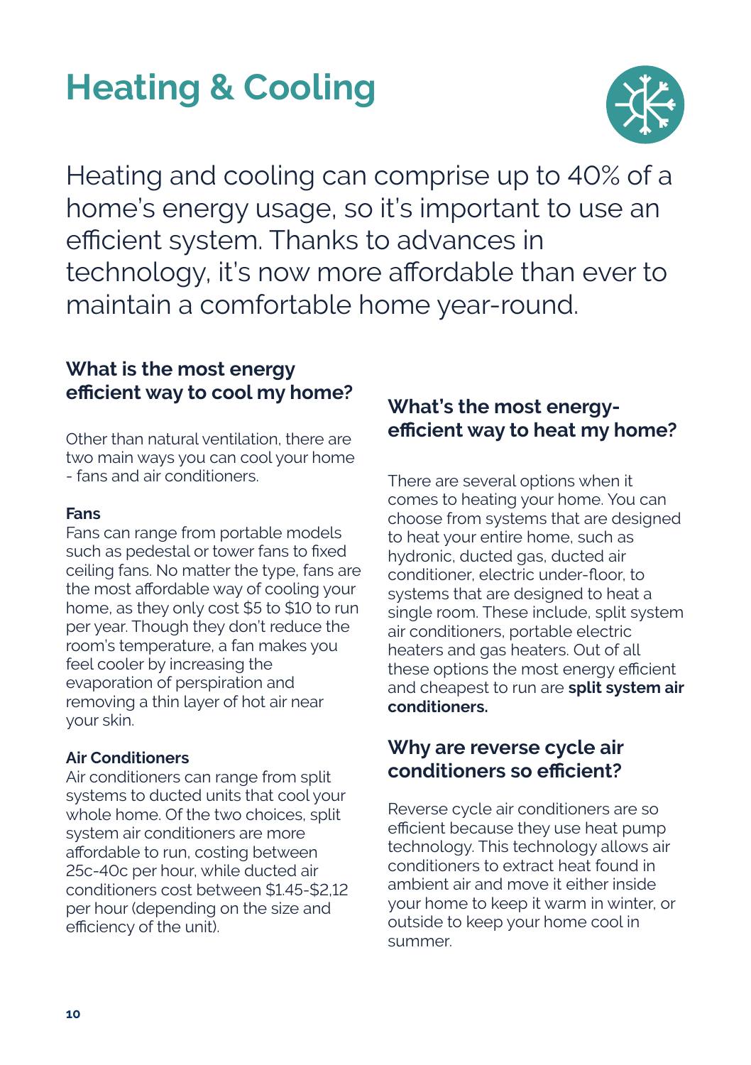# Heating & Cooling

Heating and cooling can comprise up to 40% of a home's energy usage, so it's important to use an efficient system. Thanks to advances in technology, it's now more affordable than ever to maintain a comfortable home year-round.

### What is the most energy efficient way to cool my home?

Other than natural ventilation, there are two main ways you can cool your home - fans and air conditioners.

**Fans**
Fans can range from portable models such as pedestal or tower fans to fixed ceiling fans. No matter the type, fans are the most affordable way of cooling your home, as they only cost $5 to $10 to run per year. Though they don't reduce the room's temperature, a fan makes you feel cooler by increasing the evaporation of perspiration and removing a thin layer of hot air near your skin.

**Air Conditioners**
Air conditioners can range from split systems to ducted units that cool your whole home. Of the two choices, split system air conditioners are more affordable to run, costing between 25c-40c per hour, while ducted air conditioners cost between $1.45-$2,12 per hour (depending on the size and efficiency of the unit).

### What's the most energy-efficient way to heat my home?

There are several options when it comes to heating your home. You can choose from systems that are designed to heat your entire home, such as hydronic, ducted gas, ducted air conditioner, electric under-floor, to systems that are designed to heat a single room. These include, split system air conditioners, portable electric heaters and gas heaters. Out of all these options the most energy efficient and cheapest to run are **split system air conditioners.**

### Why are reverse cycle air conditioners so efficient?

Reverse cycle air conditioners are so efficient because they use heat pump technology. This technology allows air conditioners to extract heat found in ambient air and move it either inside your home to keep it warm in winter, or outside to keep your home cool in summer.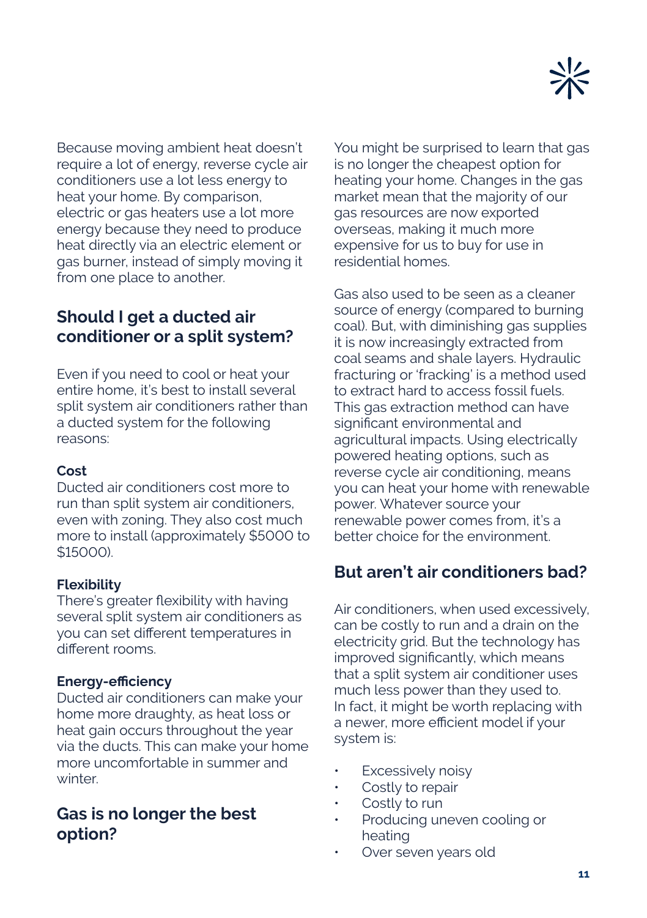Because moving ambient heat doesn't require a lot of energy, reverse cycle air conditioners use a lot less energy to heat your home. By comparison, electric or gas heaters use a lot more energy because they need to produce heat directly via an electric element or gas burner, instead of simply moving it from one place to another.

## Should I get a ducted air conditioner or a split system?

Even if you need to cool or heat your entire home, it's best to install several split system air conditioners rather than a ducted system for the following reasons:

**Cost**
Ducted air conditioners cost more to run than split system air conditioners, even with zoning. They also cost much more to install (approximately $5000 to $15000).

**Flexibility**
There's greater flexibility with having several split system air conditioners as you can set different temperatures in different rooms.

**Energy-efficiency**
Ducted air conditioners can make your home more draughty, as heat loss or heat gain occurs throughout the year via the ducts. This can make your home more uncomfortable in summer and winter.

## Gas is no longer the best option?

You might be surprised to learn that gas is no longer the cheapest option for heating your home. Changes in the gas market mean that the majority of our gas resources are now exported overseas, making it much more expensive for us to buy for use in residential homes.

Gas also used to be seen as a cleaner source of energy (compared to burning coal). But, with diminishing gas supplies it is now increasingly extracted from coal seams and shale layers. Hydraulic fracturing or 'fracking' is a method used to extract hard to access fossil fuels. This gas extraction method can have significant environmental and agricultural impacts. Using electrically powered heating options, such as reverse cycle air conditioning, means you can heat your home with renewable power. Whatever source your renewable power comes from, it's a better choice for the environment.

## But aren't air conditioners bad?

Air conditioners, when used excessively, can be costly to run and a drain on the electricity grid. But the technology has improved significantly, which means that a split system air conditioner uses much less power than they used to. In fact, it might be worth replacing with a newer, more efficient model if your system is:

- Excessively noisy
- Costly to repair
- Costly to run
- Producing uneven cooling or heating
- Over seven years old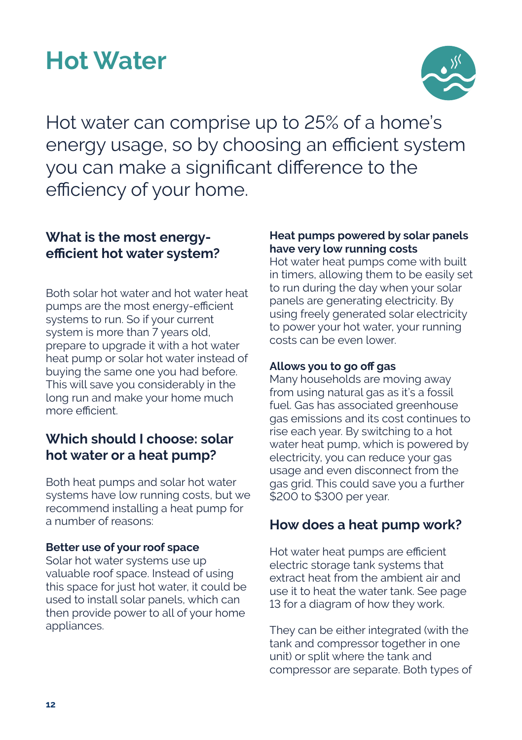# Hot Water

Hot water can comprise up to 25% of a home's energy usage, so by choosing an efficient system you can make a significant difference to the efficiency of your home.

## What is the most energy-efficient hot water system?

Both solar hot water and hot water heat pumps are the most energy-efficient systems to run. So if your current system is more than 7 years old, prepare to upgrade it with a hot water heat pump or solar hot water instead of buying the same one you had before. This will save you considerably in the long run and make your home much more efficient.

## Which should I choose: solar hot water or a heat pump?

Both heat pumps and solar hot water systems have low running costs, but we recommend installing a heat pump for a number of reasons:

**Better use of your roof space**
Solar hot water systems use up valuable roof space. Instead of using this space for just hot water, it could be used to install solar panels, which can then provide power to all of your home appliances.

**Heat pumps powered by solar panels have very low running costs**
Hot water heat pumps come with built in timers, allowing them to be easily set to run during the day when your solar panels are generating electricity. By using freely generated solar electricity to power your hot water, your running costs can be even lower.

**Allows you to go off gas**
Many households are moving away from using natural gas as it's a fossil fuel. Gas has associated greenhouse gas emissions and its cost continues to rise each year. By switching to a hot water heat pump, which is powered by electricity, you can reduce your gas usage and even disconnect from the gas grid. This could save you a further $200 to $300 per year.

## How does a heat pump work?

Hot water heat pumps are efficient electric storage tank systems that extract heat from the ambient air and use it to heat the water tank. See page 13 for a diagram of how they work.

They can be either integrated (with the tank and compressor together in one unit) or split where the tank and compressor are separate. Both types of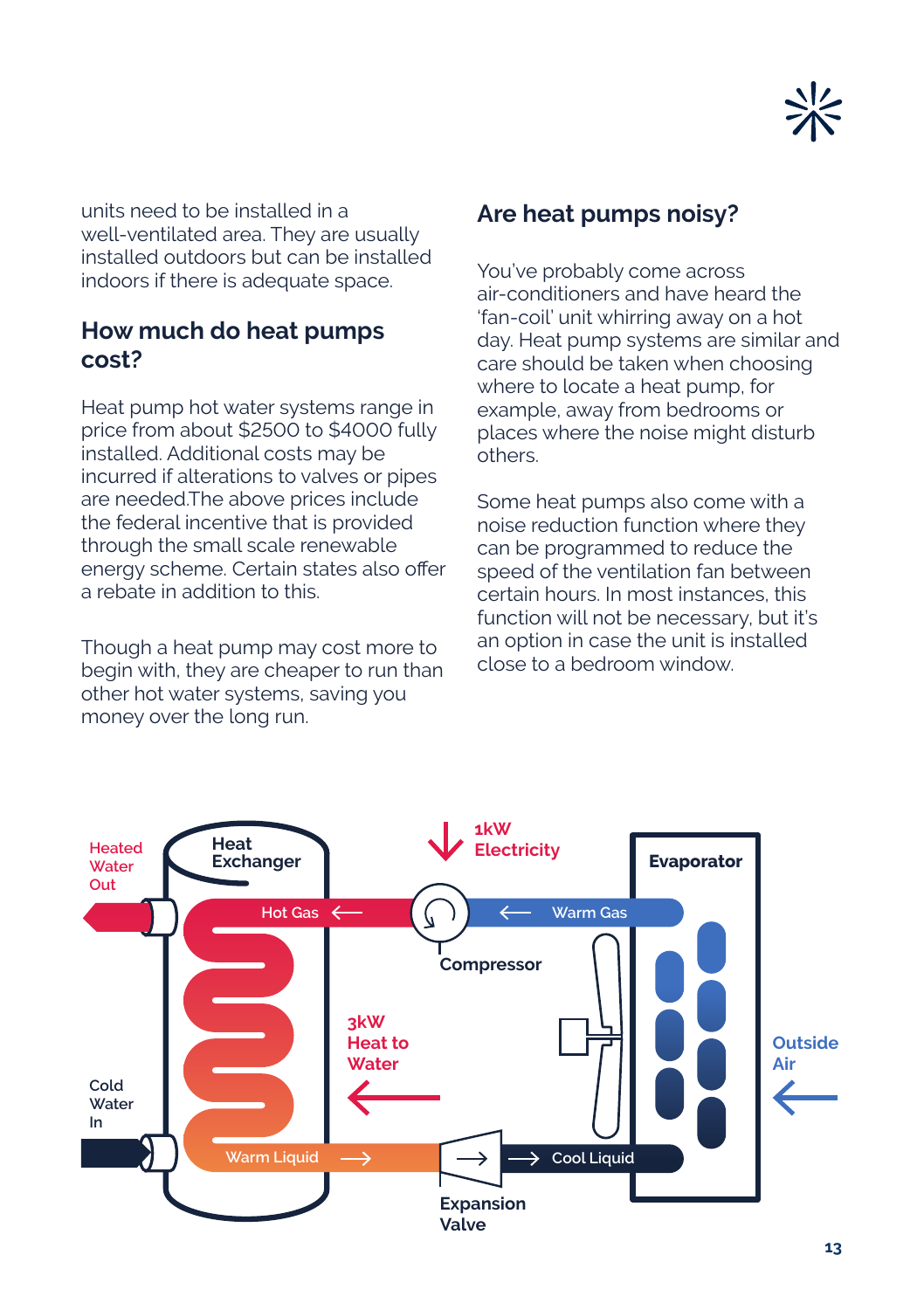units need to be installed in a well-ventilated area. They are usually installed outdoors but can be installed indoors if there is adequate space.

## How much do heat pumps cost?

Heat pump hot water systems range in price from about $2500 to $4000 fully installed. Additional costs may be incurred if alterations to valves or pipes are needed.The above prices include the federal incentive that is provided through the small scale renewable energy scheme. Certain states also offer a rebate in addition to this.

Though a heat pump may cost more to begin with, they are cheaper to run than other hot water systems, saving you money over the long run.

## Are heat pumps noisy?

You've probably come across air-conditioners and have heard the 'fan-coil' unit whirring away on a hot day. Heat pump systems are similar and care should be taken when choosing where to locate a heat pump, for example, away from bedrooms or places where the noise might disturb others.

Some heat pumps also come with a noise reduction function where they can be programmed to reduce the speed of the ventilation fan between certain hours. In most instances, this function will not be necessary, but it's an option in case the unit is installed close to a bedroom window.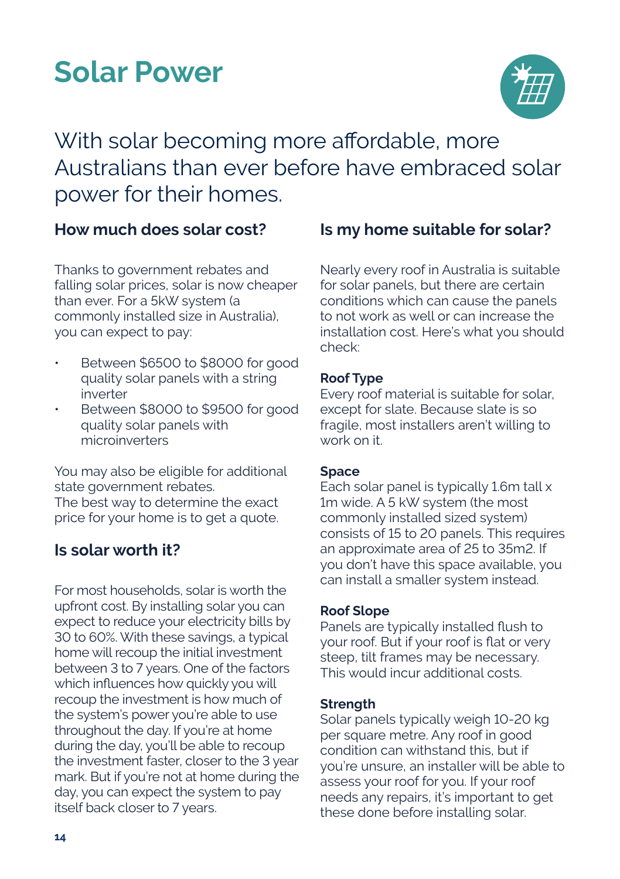# Solar Power

With solar becoming more affordable, more Australians than ever before have embraced solar power for their homes.

## How much does solar cost?

Thanks to government rebates and falling solar prices, solar is now cheaper than ever. For a 5kW system (a commonly installed size in Australia), you can expect to pay:

- Between $6500 to $8000 for good quality solar panels with a string inverter
- Between $8000 to $9500 for good quality solar panels with microinverters

You may also be eligible for additional state government rebates.
The best way to determine the exact price for your home is to get a quote.

## Is solar worth it?

For most households, solar is worth the upfront cost. By installing solar you can expect to reduce your electricity bills by 30 to 60%. With these savings, a typical home will recoup the initial investment between 3 to 7 years. One of the factors which influences how quickly you will recoup the investment is how much of the system's power you're able to use throughout the day. If you're at home during the day, you'll be able to recoup the investment faster, closer to the 3 year mark. But if you're not at home during the day, you can expect the system to pay itself back closer to 7 years.

## Is my home suitable for solar?

Nearly every roof in Australia is suitable for solar panels, but there are certain conditions which can cause the panels to not work as well or can increase the installation cost. Here's what you should check:

**Roof Type**
Every roof material is suitable for solar, except for slate. Because slate is so fragile, most installers aren't willing to work on it.

**Space**
Each solar panel is typically 1.6m tall x 1m wide. A 5 kW system (the most commonly installed sized system) consists of 15 to 20 panels. This requires an approximate area of 25 to 35m2. If you don't have this space available, you can install a smaller system instead.

**Roof Slope**
Panels are typically installed flush to your roof. But if your roof is flat or very steep, tilt frames may be necessary. This would incur additional costs.

**Strength**
Solar panels typically weigh 10-20 kg per square metre. Any roof in good condition can withstand this, but if you're unsure, an installer will be able to assess your roof for you. If your roof needs any repairs, it's important to get these done before installing solar.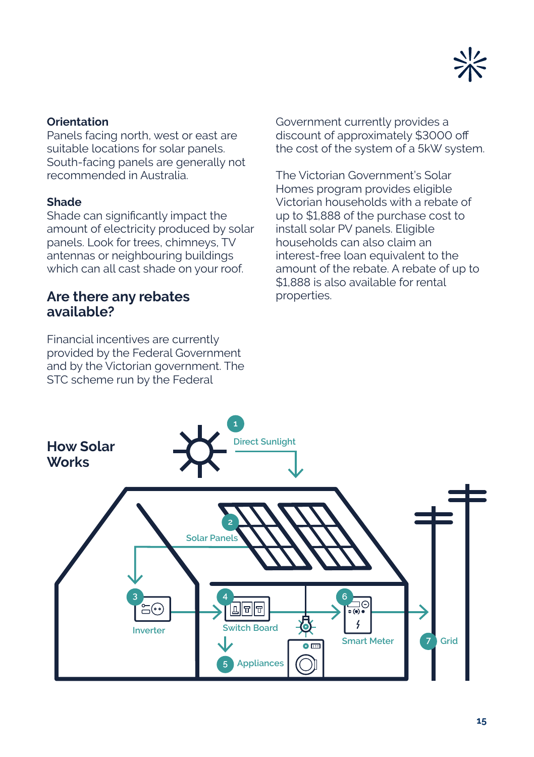**Orientation**
Panels facing north, west or east are suitable locations for solar panels. South-facing panels are generally not recommended in Australia.

**Shade**
Shade can significantly impact the amount of electricity produced by solar panels. Look for trees, chimneys, TV antennas or neighbouring buildings which can all cast shade on your roof.

## Are there any rebates available?

Financial incentives are currently provided by the Federal Government and by the Victorian government. The STC scheme run by the Federal Government currently provides a discount of approximately $3000 off the cost of the system of a 5kW system.

The Victorian Government's Solar Homes program provides eligible Victorian households with a rebate of up to $1,888 of the purchase cost to install solar PV panels. Eligible households can also claim an interest-free loan equivalent to the amount of the rebate. A rebate of up to $1,888 is also available for rental properties.

## How Solar Works

1. Direct Sunlight
2. Solar Panels
3. Inverter
4. Switch Board
5. Appliances
6. Smart Meter
7. Grid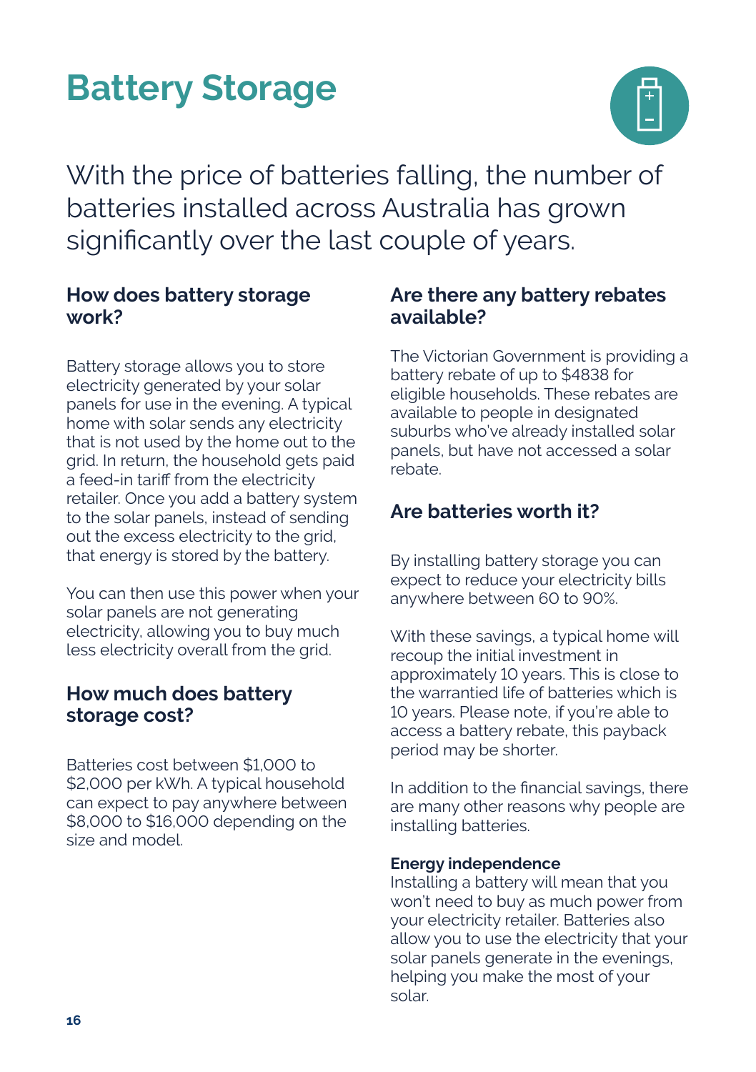# Battery Storage

With the price of batteries falling, the number of batteries installed across Australia has grown significantly over the last couple of years.

## How does battery storage work?

Battery storage allows you to store electricity generated by your solar panels for use in the evening. A typical home with solar sends any electricity that is not used by the home out to the grid. In return, the household gets paid a feed-in tariff from the electricity retailer. Once you add a battery system to the solar panels, instead of sending out the excess electricity to the grid, that energy is stored by the battery.

You can then use this power when your solar panels are not generating electricity, allowing you to buy much less electricity overall from the grid.

## How much does battery storage cost?

Batteries cost between $1,000 to $2,000 per kWh. A typical household can expect to pay anywhere between $8,000 to $16,000 depending on the size and model.

## Are there any battery rebates available?

The Victorian Government is providing a battery rebate of up to $4838 for eligible households. These rebates are available to people in designated suburbs who've already installed solar panels, but have not accessed a solar rebate.

## Are batteries worth it?

By installing battery storage you can expect to reduce your electricity bills anywhere between 60 to 90%.

With these savings, a typical home will recoup the initial investment in approximately 10 years. This is close to the warrantied life of batteries which is 10 years. Please note, if you're able to access a battery rebate, this payback period may be shorter.

In addition to the financial savings, there are many other reasons why people are installing batteries.

**Energy independence**
Installing a battery will mean that you won't need to buy as much power from your electricity retailer. Batteries also allow you to use the electricity that your solar panels generate in the evenings, helping you make the most of your solar.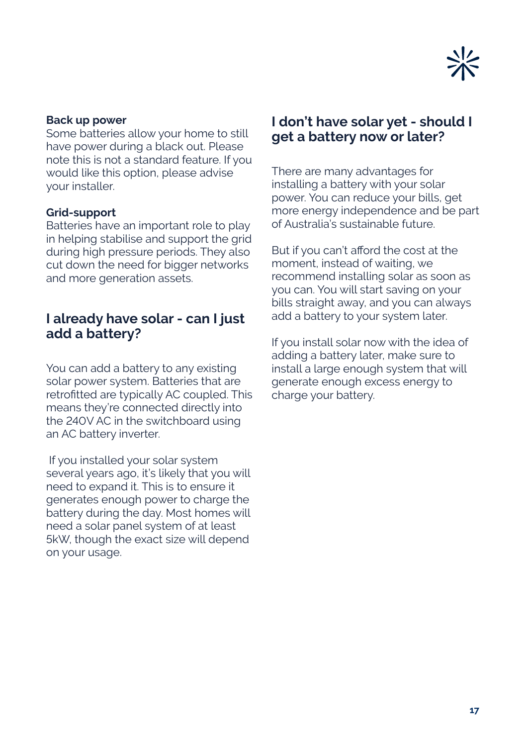**Back up power**
Some batteries allow your home to still have power during a black out. Please note this is not a standard feature. If you would like this option, please advise your installer.

**Grid-support**
Batteries have an important role to play in helping stabilise and support the grid during high pressure periods. They also cut down the need for bigger networks and more generation assets.

## I already have solar - can I just add a battery?

You can add a battery to any existing solar power system. Batteries that are retrofitted are typically AC coupled. This means they're connected directly into the 240V AC in the switchboard using an AC battery inverter.

If you installed your solar system several years ago, it's likely that you will need to expand it. This is to ensure it generates enough power to charge the battery during the day. Most homes will need a solar panel system of at least 5kW, though the exact size will depend on your usage.

## I don't have solar yet - should I get a battery now or later?

There are many advantages for installing a battery with your solar power. You can reduce your bills, get more energy independence and be part of Australia's sustainable future.

But if you can't afford the cost at the moment, instead of waiting, we recommend installing solar as soon as you can. You will start saving on your bills straight away, and you can always add a battery to your system later.

If you install solar now with the idea of adding a battery later, make sure to install a large enough system that will generate enough excess energy to charge your battery.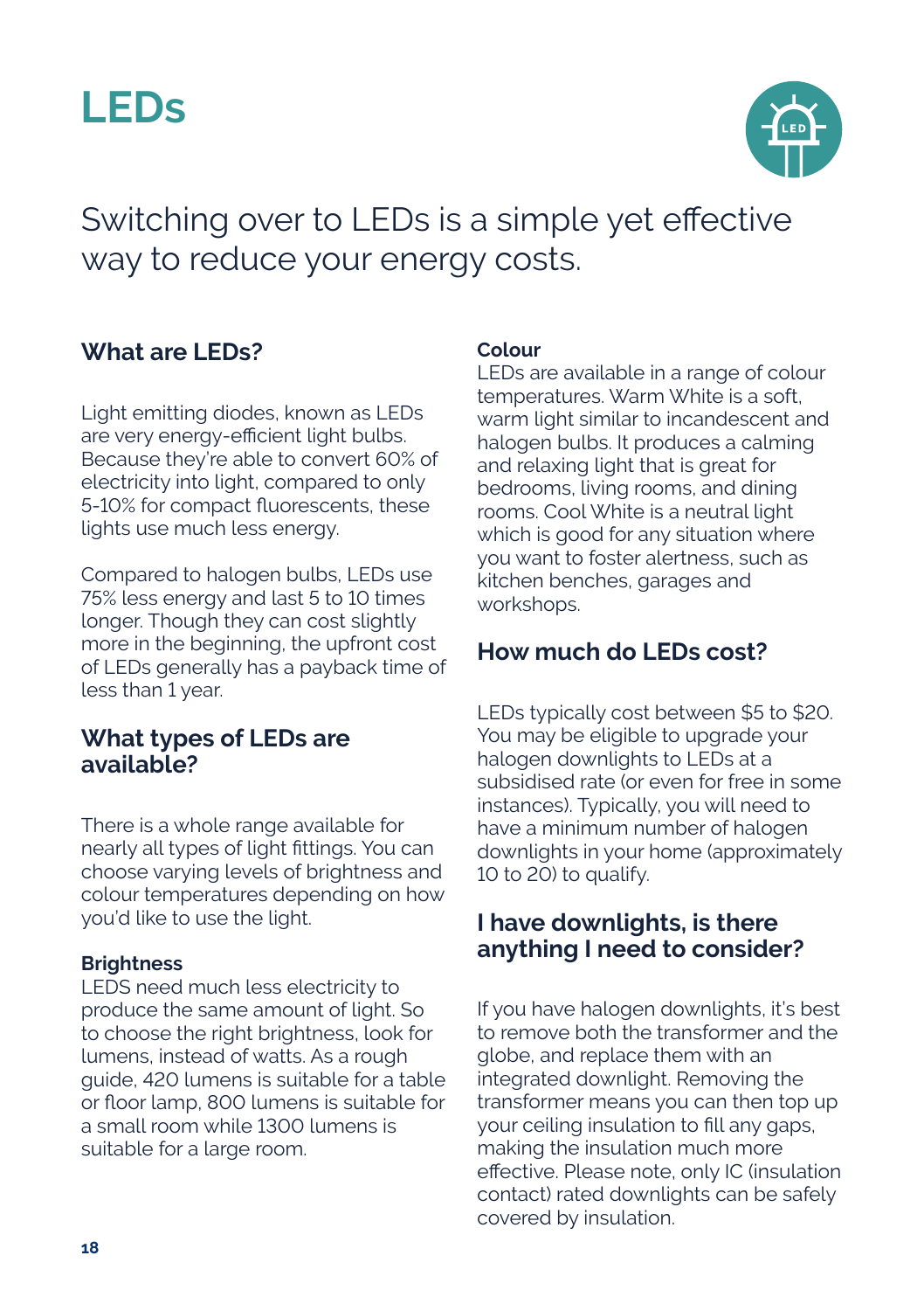# LEDs

Switching over to LEDs is a simple yet effective way to reduce your energy costs.

## What are LEDs?

Light emitting diodes, known as LEDs are very energy-efficient light bulbs. Because they're able to convert 60% of electricity into light, compared to only 5-10% for compact fluorescents, these lights use much less energy.

Compared to halogen bulbs, LEDs use 75% less energy and last 5 to 10 times longer. Though they can cost slightly more in the beginning, the upfront cost of LEDs generally has a payback time of less than 1 year.

## What types of LEDs are available?

There is a whole range available for nearly all types of light fittings. You can choose varying levels of brightness and colour temperatures depending on how you'd like to use the light.

### Brightness

LEDS need much less electricity to produce the same amount of light. So to choose the right brightness, look for lumens, instead of watts. As a rough guide, 420 lumens is suitable for a table or floor lamp, 800 lumens is suitable for a small room while 1300 lumens is suitable for a large room.

### Colour

LEDs are available in a range of colour temperatures. Warm White is a soft, warm light similar to incandescent and halogen bulbs. It produces a calming and relaxing light that is great for bedrooms, living rooms, and dining rooms. Cool White is a neutral light which is good for any situation where you want to foster alertness, such as kitchen benches, garages and workshops.

## How much do LEDs cost?

LEDs typically cost between $5 to $20. You may be eligible to upgrade your halogen downlights to LEDs at a subsidised rate (or even for free in some instances). Typically, you will need to have a minimum number of halogen downlights in your home (approximately 10 to 20) to qualify.

## I have downlights, is there anything I need to consider?

If you have halogen downlights, it's best to remove both the transformer and the globe, and replace them with an integrated downlight. Removing the transformer means you can then top up your ceiling insulation to fill any gaps, making the insulation much more effective. Please note, only IC (insulation contact) rated downlights can be safely covered by insulation.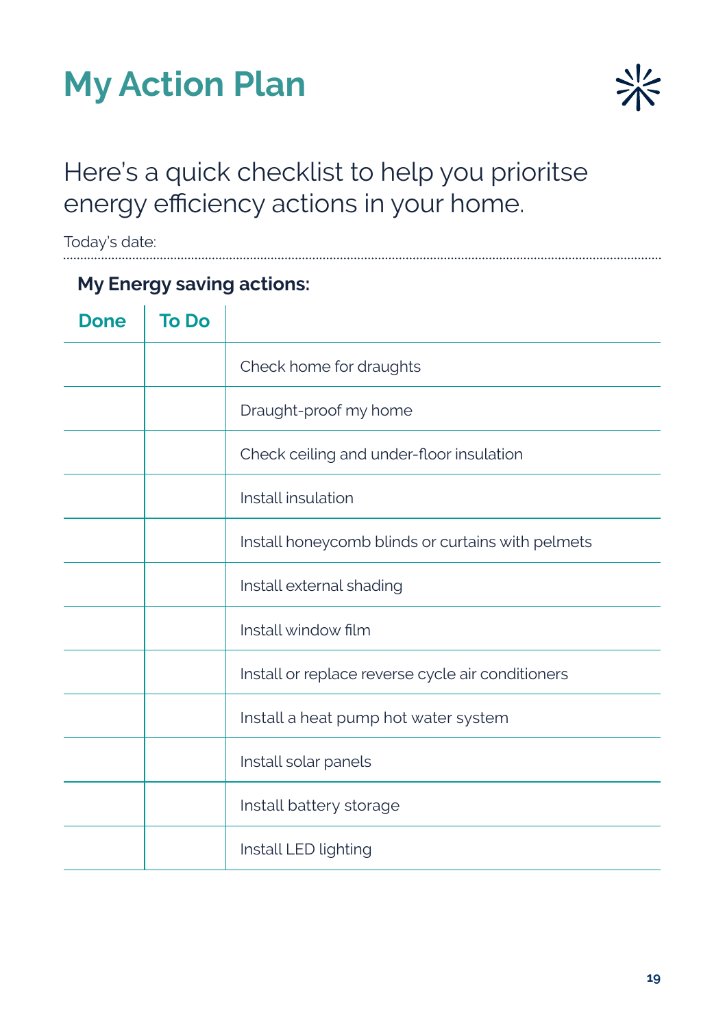# My Action Plan

Here's a quick checklist to help you prioritse energy efficiency actions in your home.

Today's date:

### My Energy saving actions:

| Done | To Do | |
|---|---|---|
| | | Check home for draughts |
| | | Draught-proof my home |
| | | Check ceiling and under-floor insulation |
| | | Install insulation |
| | | Install honeycomb blinds or curtains with pelmets |
| | | Install external shading |
| | | Install window film |
| | | Install or replace reverse cycle air conditioners |
| | | Install a heat pump hot water system |
| | | Install solar panels |
| | | Install battery storage |
| | | Install LED lighting |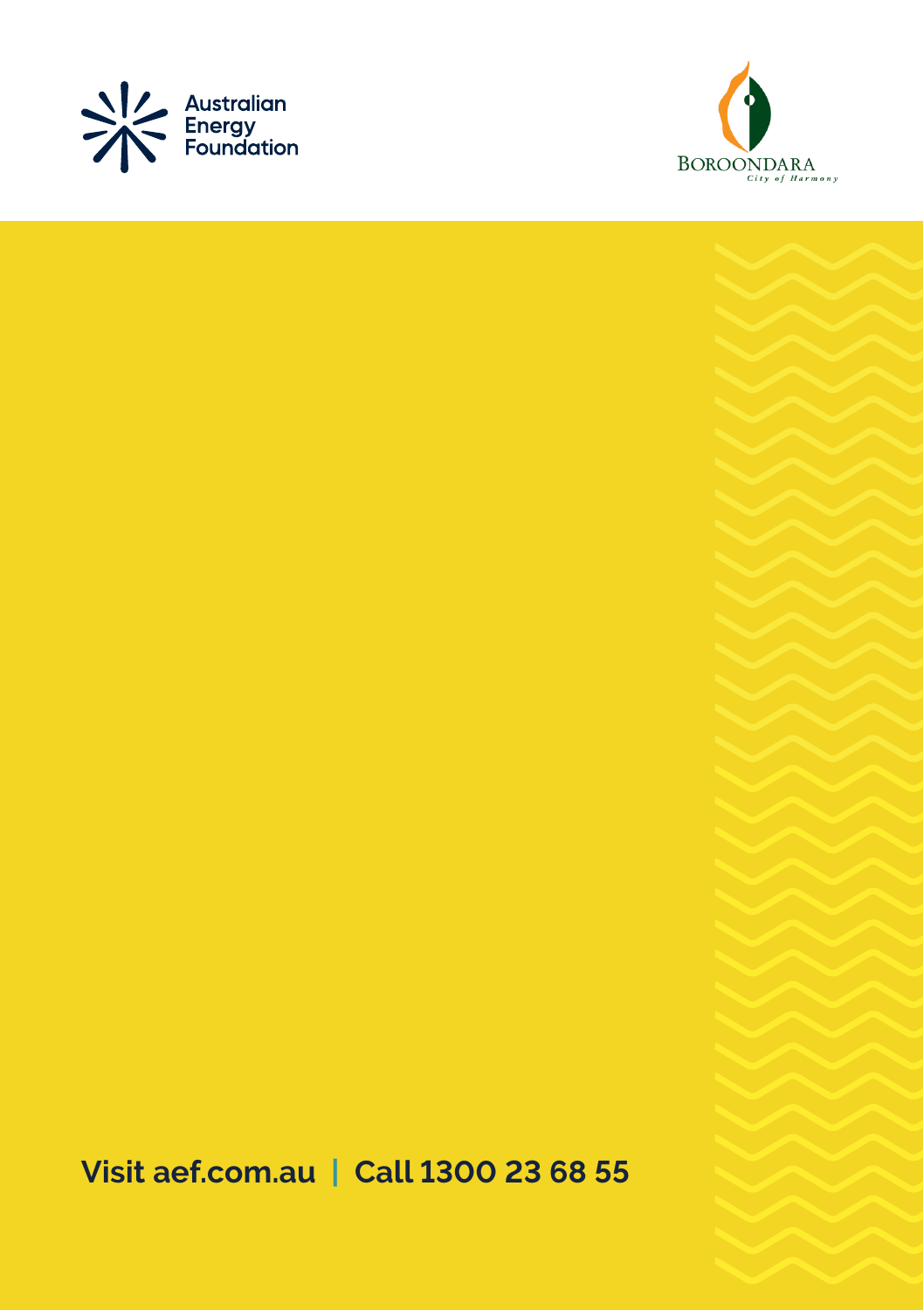Australian Energy Foundation

BOROONDARA

City of Harmony

**Visit aef.com.au | Call 1300 23 68 55**